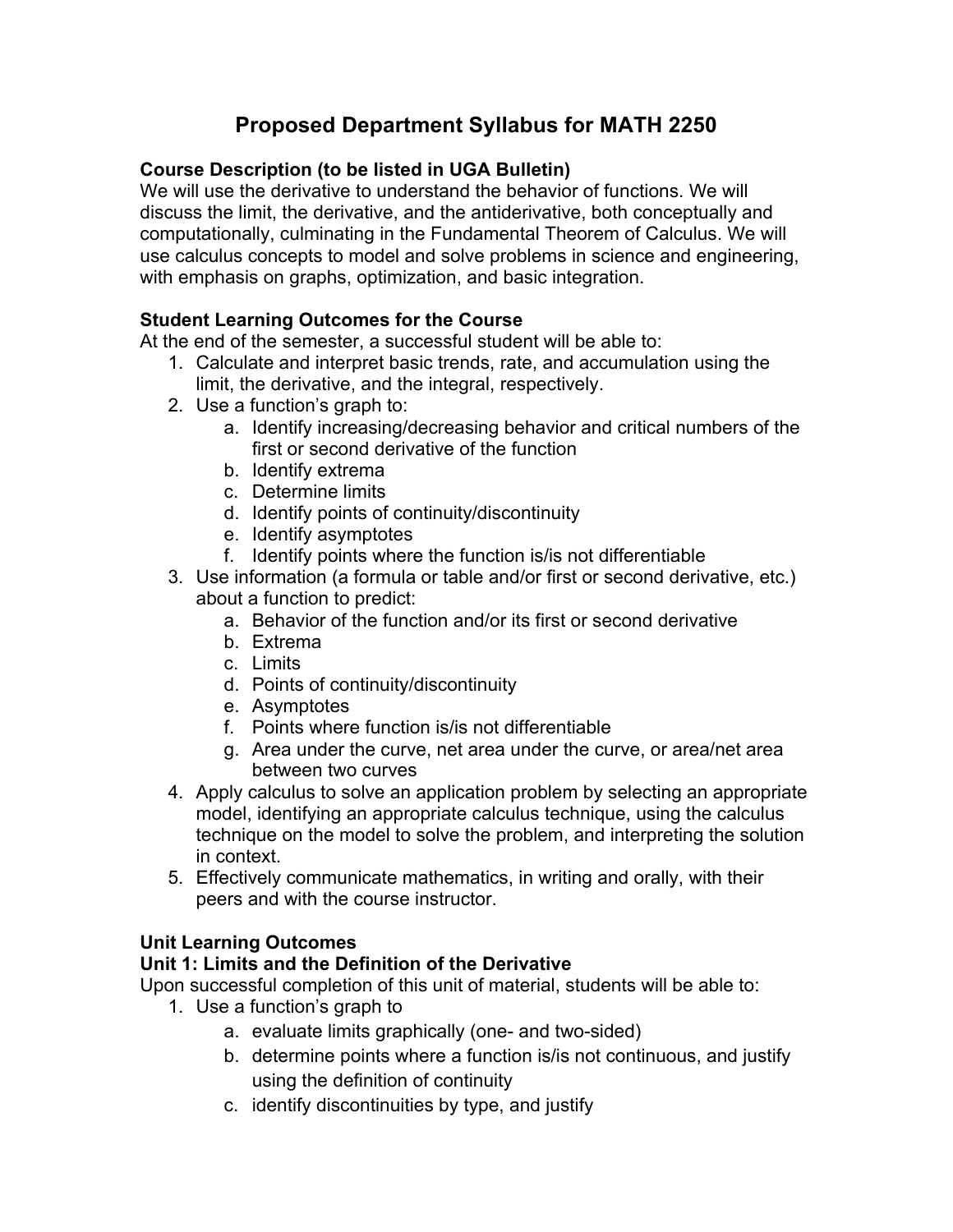# Proposed Department Syllabus for MATH 2250

**Course Description (to be listed in UGA Bulletin)**

We will use the derivative to understand the behavior of functions. We will discuss the limit, the derivative, and the antiderivative, both conceptually and computationally, culminating in the Fundamental Theorem of Calculus. We will use calculus concepts to model and solve problems in science and engineering, with emphasis on graphs, optimization, and basic integration.

**Student Learning Outcomes for the Course**

At the end of the semester, a successful student will be able to:

1. Calculate and interpret basic trends, rate, and accumulation using the limit, the derivative, and the integral, respectively.
2. Use a function's graph to:
   a. Identify increasing/decreasing behavior and critical numbers of the first or second derivative of the function
   b. Identify extrema
   c. Determine limits
   d. Identify points of continuity/discontinuity
   e. Identify asymptotes
   f. Identify points where the function is/is not differentiable
3. Use information (a formula or table and/or first or second derivative, etc.) about a function to predict:
   a. Behavior of the function and/or its first or second derivative
   b. Extrema
   c. Limits
   d. Points of continuity/discontinuity
   e. Asymptotes
   f. Points where function is/is not differentiable
   g. Area under the curve, net area under the curve, or area/net area between two curves
4. Apply calculus to solve an application problem by selecting an appropriate model, identifying an appropriate calculus technique, using the calculus technique on the model to solve the problem, and interpreting the solution in context.
5. Effectively communicate mathematics, in writing and orally, with their peers and with the course instructor.

**Unit Learning Outcomes**

**Unit 1: Limits and the Definition of the Derivative**

Upon successful completion of this unit of material, students will be able to:

1. Use a function's graph to
   a. evaluate limits graphically (one- and two-sided)
   b. determine points where a function is/is not continuous, and justify using the definition of continuity
   c. identify discontinuities by type, and justify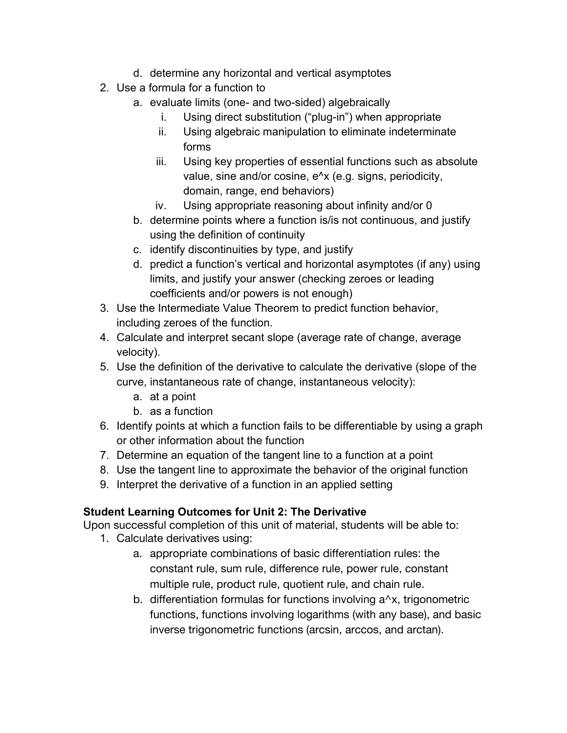d. determine any horizontal and vertical asymptotes

2. Use a formula for a function to
   a. evaluate limits (one- and two-sided) algebraically
      i. Using direct substitution ("plug-in") when appropriate
      ii. Using algebraic manipulation to eliminate indeterminate forms
      iii. Using key properties of essential functions such as absolute value, sine and/or cosine, e^x (e.g. signs, periodicity, domain, range, end behaviors)
      iv. Using appropriate reasoning about infinity and/or 0
   b. determine points where a function is/is not continuous, and justify using the definition of continuity
   c. identify discontinuities by type, and justify
   d. predict a function's vertical and horizontal asymptotes (if any) using limits, and justify your answer (checking zeroes or leading coefficients and/or powers is not enough)
3. Use the Intermediate Value Theorem to predict function behavior, including zeroes of the function.
4. Calculate and interpret secant slope (average rate of change, average velocity).
5. Use the definition of the derivative to calculate the derivative (slope of the curve, instantaneous rate of change, instantaneous velocity):
   a. at a point
   b. as a function
6. Identify points at which a function fails to be differentiable by using a graph or other information about the function
7. Determine an equation of the tangent line to a function at a point
8. Use the tangent line to approximate the behavior of the original function
9. Interpret the derivative of a function in an applied setting

**Student Learning Outcomes for Unit 2: The Derivative**

Upon successful completion of this unit of material, students will be able to:

1. Calculate derivatives using:
   a. appropriate combinations of basic differentiation rules: the constant rule, sum rule, difference rule, power rule, constant multiple rule, product rule, quotient rule, and chain rule.
   b. differentiation formulas for functions involving a^x, trigonometric functions, functions involving logarithms (with any base), and basic inverse trigonometric functions (arcsin, arccos, and arctan).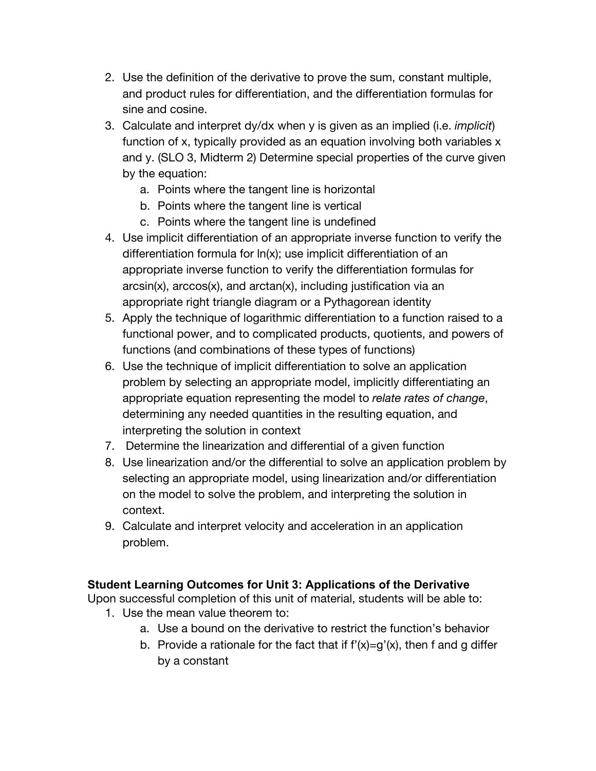2. Use the definition of the derivative to prove the sum, constant multiple, and product rules for differentiation, and the differentiation formulas for sine and cosine.
3. Calculate and interpret dy/dx when y is given as an implied (i.e. *implicit*) function of x, typically provided as an equation involving both variables x and y. (SLO 3, Midterm 2) Determine special properties of the curve given by the equation:
    a. Points where the tangent line is horizontal
    b. Points where the tangent line is vertical
    c. Points where the tangent line is undefined
4. Use implicit differentiation of an appropriate inverse function to verify the differentiation formula for ln(x); use implicit differentiation of an appropriate inverse function to verify the differentiation formulas for arcsin(x), arccos(x), and arctan(x), including justification via an appropriate right triangle diagram or a Pythagorean identity
5. Apply the technique of logarithmic differentiation to a function raised to a functional power, and to complicated products, quotients, and powers of functions (and combinations of these types of functions)
6. Use the technique of implicit differentiation to solve an application problem by selecting an appropriate model, implicitly differentiating an appropriate equation representing the model to *relate rates of change*, determining any needed quantities in the resulting equation, and interpreting the solution in context
7. Determine the linearization and differential of a given function
8. Use linearization and/or the differential to solve an application problem by selecting an appropriate model, using linearization and/or differentiation on the model to solve the problem, and interpreting the solution in context.
9. Calculate and interpret velocity and acceleration in an application problem.

**Student Learning Outcomes for Unit 3: Applications of the Derivative**

Upon successful completion of this unit of material, students will be able to:

1. Use the mean value theorem to:
    a. Use a bound on the derivative to restrict the function's behavior
    b. Provide a rationale for the fact that if $f'(x)=g'(x)$, then f and g differ by a constant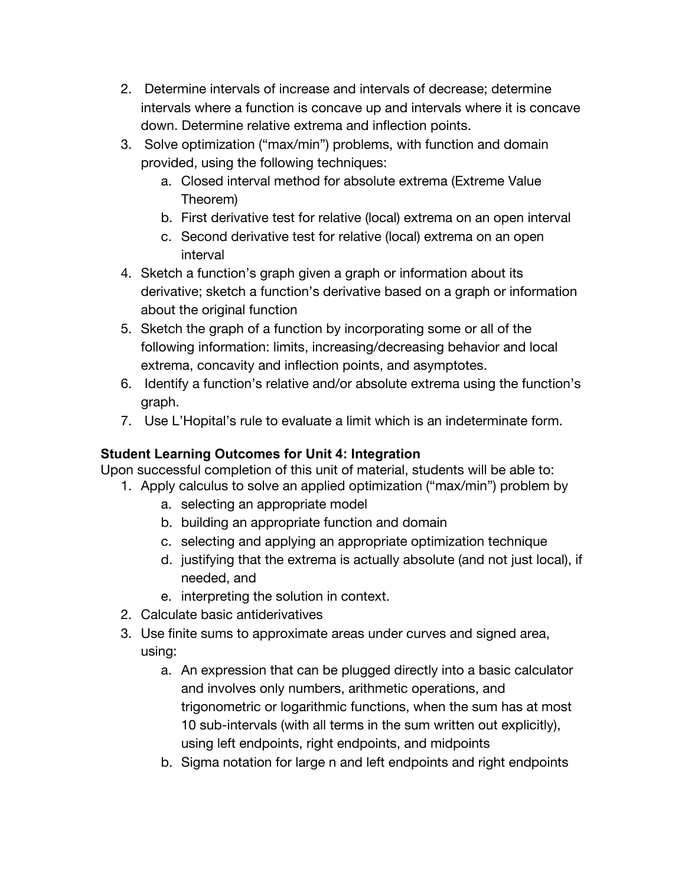2. Determine intervals of increase and intervals of decrease; determine intervals where a function is concave up and intervals where it is concave down. Determine relative extrema and inflection points.
3. Solve optimization ("max/min") problems, with function and domain provided, using the following techniques:
    a. Closed interval method for absolute extrema (Extreme Value Theorem)
    b. First derivative test for relative (local) extrema on an open interval
    c. Second derivative test for relative (local) extrema on an open interval
4. Sketch a function's graph given a graph or information about its derivative; sketch a function's derivative based on a graph or information about the original function
5. Sketch the graph of a function by incorporating some or all of the following information: limits, increasing/decreasing behavior and local extrema, concavity and inflection points, and asymptotes.
6. Identify a function's relative and/or absolute extrema using the function's graph.
7. Use L'Hopital's rule to evaluate a limit which is an indeterminate form.

**Student Learning Outcomes for Unit 4: Integration**

Upon successful completion of this unit of material, students will be able to:

1. Apply calculus to solve an applied optimization ("max/min") problem by
    a. selecting an appropriate model
    b. building an appropriate function and domain
    c. selecting and applying an appropriate optimization technique
    d. justifying that the extrema is actually absolute (and not just local), if needed, and
    e. interpreting the solution in context.
2. Calculate basic antiderivatives
3. Use finite sums to approximate areas under curves and signed area, using:
    a. An expression that can be plugged directly into a basic calculator and involves only numbers, arithmetic operations, and trigonometric or logarithmic functions, when the sum has at most 10 sub-intervals (with all terms in the sum written out explicitly), using left endpoints, right endpoints, and midpoints
    b. Sigma notation for large n and left endpoints and right endpoints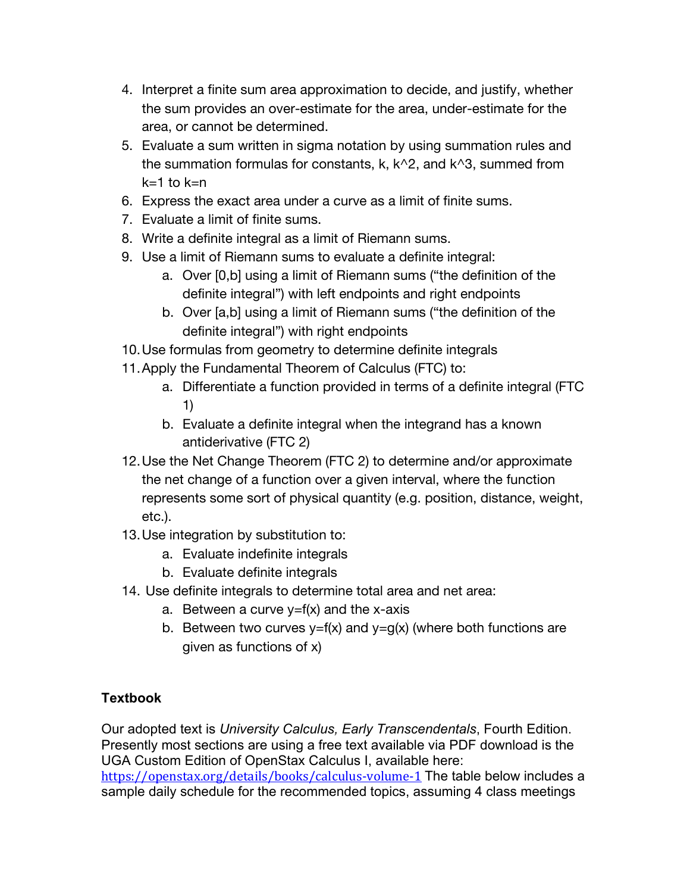4. Interpret a finite sum area approximation to decide, and justify, whether the sum provides an over-estimate for the area, under-estimate for the area, or cannot be determined.
5. Evaluate a sum written in sigma notation by using summation rules and the summation formulas for constants, k, k^2, and k^3, summed from k=1 to k=n
6. Express the exact area under a curve as a limit of finite sums.
7. Evaluate a limit of finite sums.
8. Write a definite integral as a limit of Riemann sums.
9. Use a limit of Riemann sums to evaluate a definite integral:
   a. Over [0,b] using a limit of Riemann sums ("the definition of the definite integral") with left endpoints and right endpoints
   b. Over [a,b] using a limit of Riemann sums ("the definition of the definite integral") with right endpoints
10. Use formulas from geometry to determine definite integrals
11. Apply the Fundamental Theorem of Calculus (FTC) to:
    a. Differentiate a function provided in terms of a definite integral (FTC 1)
    b. Evaluate a definite integral when the integrand has a known antiderivative (FTC 2)
12. Use the Net Change Theorem (FTC 2) to determine and/or approximate the net change of a function over a given interval, where the function represents some sort of physical quantity (e.g. position, distance, weight, etc.).
13. Use integration by substitution to:
    a. Evaluate indefinite integrals
    b. Evaluate definite integrals
14. Use definite integrals to determine total area and net area:
    a. Between a curve y=f(x) and the x-axis
    b. Between two curves y=f(x) and y=g(x) (where both functions are given as functions of x)

**Textbook**

Our adopted text is *University Calculus, Early Transcendentals*, Fourth Edition. Presently most sections are using a free text available via PDF download is the UGA Custom Edition of OpenStax Calculus I, available here: https://openstax.org/details/books/calculus-volume-1 The table below includes a sample daily schedule for the recommended topics, assuming 4 class meetings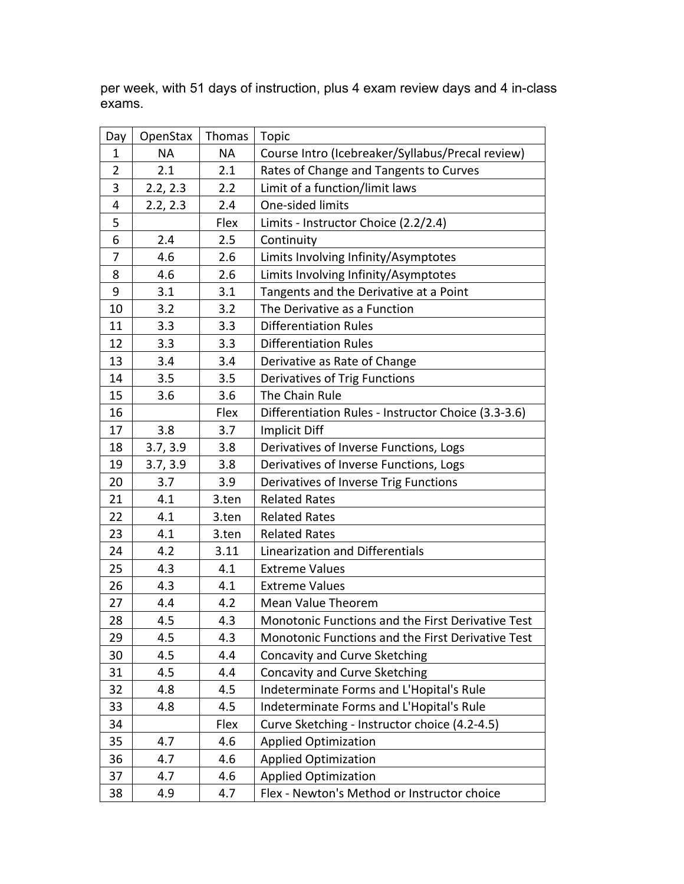per week, with 51 days of instruction, plus 4 exam review days and 4 in-class exams.

| Day | OpenStax | Thomas | Topic |
|---|---|---|---|
| 1 | NA | NA | Course Intro (Icebreaker/Syllabus/Precal review) |
| 2 | 2.1 | 2.1 | Rates of Change and Tangents to Curves |
| 3 | 2.2, 2.3 | 2.2 | Limit of a function/limit laws |
| 4 | 2.2, 2.3 | 2.4 | One-sided limits |
| 5 | | Flex | Limits - Instructor Choice (2.2/2.4) |
| 6 | 2.4 | 2.5 | Continuity |
| 7 | 4.6 | 2.6 | Limits Involving Infinity/Asymptotes |
| 8 | 4.6 | 2.6 | Limits Involving Infinity/Asymptotes |
| 9 | 3.1 | 3.1 | Tangents and the Derivative at a Point |
| 10 | 3.2 | 3.2 | The Derivative as a Function |
| 11 | 3.3 | 3.3 | Differentiation Rules |
| 12 | 3.3 | 3.3 | Differentiation Rules |
| 13 | 3.4 | 3.4 | Derivative as Rate of Change |
| 14 | 3.5 | 3.5 | Derivatives of Trig Functions |
| 15 | 3.6 | 3.6 | The Chain Rule |
| 16 | | Flex | Differentiation Rules - Instructor Choice (3.3-3.6) |
| 17 | 3.8 | 3.7 | Implicit Diff |
| 18 | 3.7, 3.9 | 3.8 | Derivatives of Inverse Functions, Logs |
| 19 | 3.7, 3.9 | 3.8 | Derivatives of Inverse Functions, Logs |
| 20 | 3.7 | 3.9 | Derivatives of Inverse Trig Functions |
| 21 | 4.1 | 3.ten | Related Rates |
| 22 | 4.1 | 3.ten | Related Rates |
| 23 | 4.1 | 3.ten | Related Rates |
| 24 | 4.2 | 3.11 | Linearization and Differentials |
| 25 | 4.3 | 4.1 | Extreme Values |
| 26 | 4.3 | 4.1 | Extreme Values |
| 27 | 4.4 | 4.2 | Mean Value Theorem |
| 28 | 4.5 | 4.3 | Monotonic Functions and the First Derivative Test |
| 29 | 4.5 | 4.3 | Monotonic Functions and the First Derivative Test |
| 30 | 4.5 | 4.4 | Concavity and Curve Sketching |
| 31 | 4.5 | 4.4 | Concavity and Curve Sketching |
| 32 | 4.8 | 4.5 | Indeterminate Forms and L'Hopital's Rule |
| 33 | 4.8 | 4.5 | Indeterminate Forms and L'Hopital's Rule |
| 34 | | Flex | Curve Sketching - Instructor choice (4.2-4.5) |
| 35 | 4.7 | 4.6 | Applied Optimization |
| 36 | 4.7 | 4.6 | Applied Optimization |
| 37 | 4.7 | 4.6 | Applied Optimization |
| 38 | 4.9 | 4.7 | Flex - Newton's Method or Instructor choice |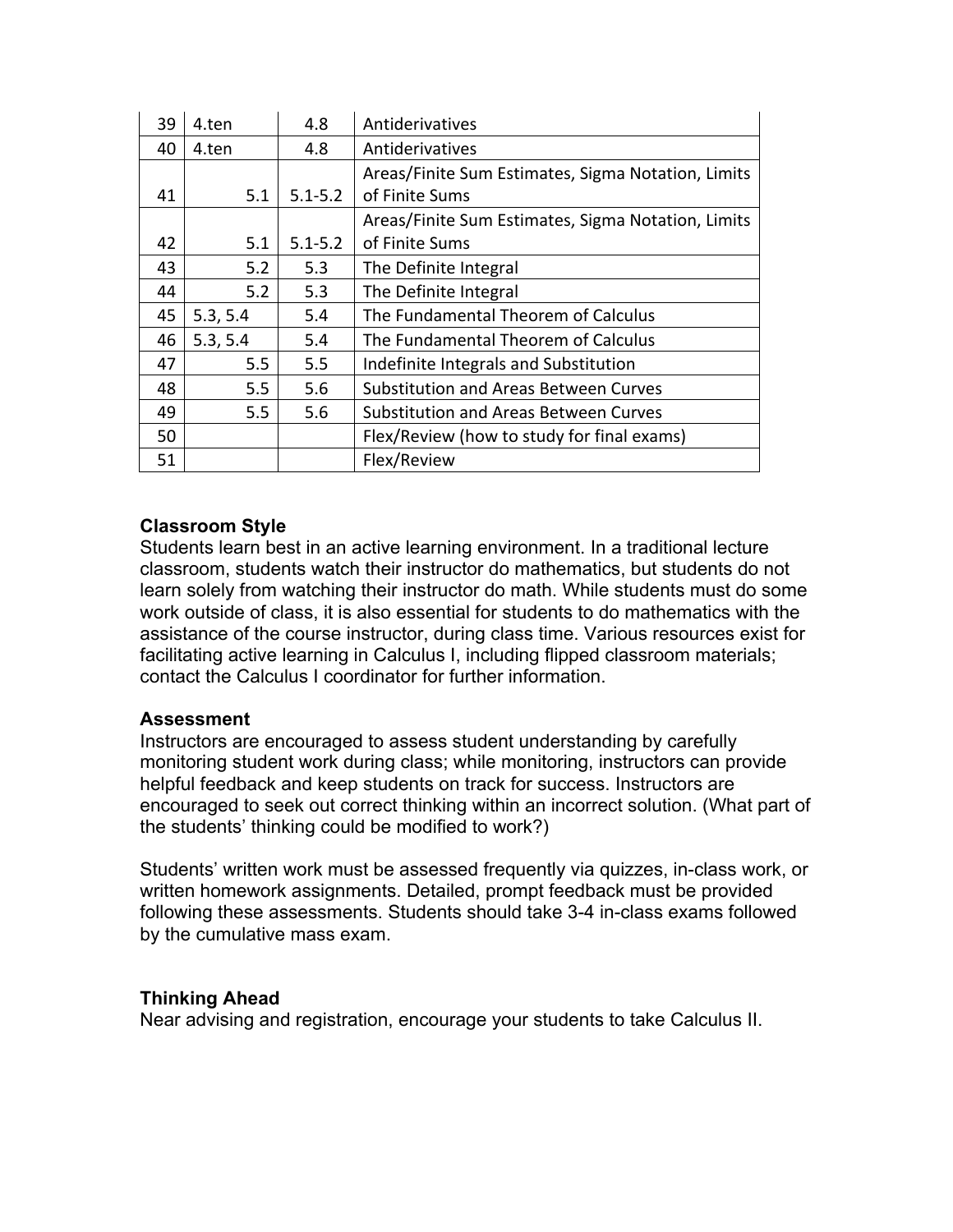| | | | |
|---|---|---|---|
| 39 | 4.ten | 4.8 | Antiderivatives |
| 40 | 4.ten | 4.8 | Antiderivatives |
| 41 | 5.1 | 5.1-5.2 | Areas/Finite Sum Estimates, Sigma Notation, Limits of Finite Sums |
| 42 | 5.1 | 5.1-5.2 | Areas/Finite Sum Estimates, Sigma Notation, Limits of Finite Sums |
| 43 | 5.2 | 5.3 | The Definite Integral |
| 44 | 5.2 | 5.3 | The Definite Integral |
| 45 | 5.3, 5.4 | 5.4 | The Fundamental Theorem of Calculus |
| 46 | 5.3, 5.4 | 5.4 | The Fundamental Theorem of Calculus |
| 47 | 5.5 | 5.5 | Indefinite Integrals and Substitution |
| 48 | 5.5 | 5.6 | Substitution and Areas Between Curves |
| 49 | 5.5 | 5.6 | Substitution and Areas Between Curves |
| 50 | | | Flex/Review (how to study for final exams) |
| 51 | | | Flex/Review |

**Classroom Style**

Students learn best in an active learning environment. In a traditional lecture classroom, students watch their instructor do mathematics, but students do not learn solely from watching their instructor do math. While students must do some work outside of class, it is also essential for students to do mathematics with the assistance of the course instructor, during class time. Various resources exist for facilitating active learning in Calculus I, including flipped classroom materials; contact the Calculus I coordinator for further information.

**Assessment**

Instructors are encouraged to assess student understanding by carefully monitoring student work during class; while monitoring, instructors can provide helpful feedback and keep students on track for success. Instructors are encouraged to seek out correct thinking within an incorrect solution. (What part of the students' thinking could be modified to work?)

Students' written work must be assessed frequently via quizzes, in-class work, or written homework assignments. Detailed, prompt feedback must be provided following these assessments. Students should take 3-4 in-class exams followed by the cumulative mass exam.

**Thinking Ahead**

Near advising and registration, encourage your students to take Calculus II.